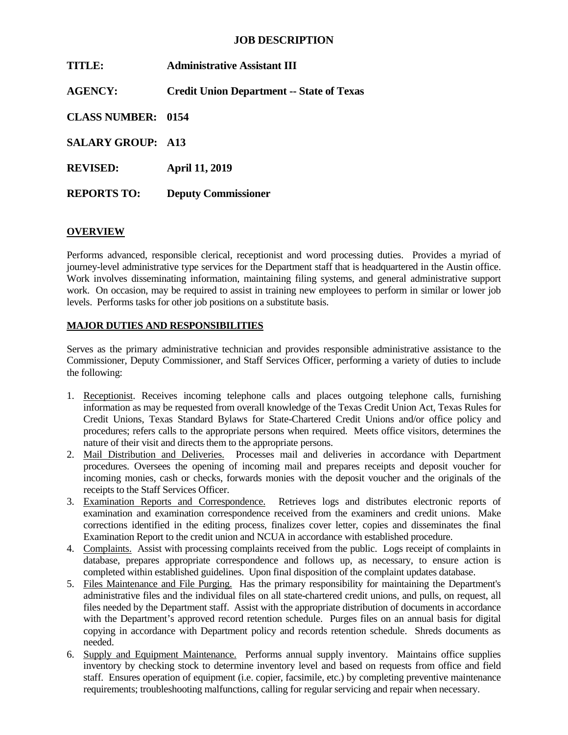# JOB DESCRIPTION

**TITLE:** **Administrative Assistant III**

**AGENCY:** **Credit Union Department -- State of Texas**

**CLASS NUMBER:** **0154**

**SALARY GROUP:** **A13**

**REVISED:** **April 11, 2019**

**REPORTS TO:** **Deputy Commissioner**

## OVERVIEW

Performs advanced, responsible clerical, receptionist and word processing duties. Provides a myriad of journey-level administrative type services for the Department staff that is headquartered in the Austin office. Work involves disseminating information, maintaining filing systems, and general administrative support work. On occasion, may be required to assist in training new employees to perform in similar or lower job levels. Performs tasks for other job positions on a substitute basis.

## MAJOR DUTIES AND RESPONSIBILITIES

Serves as the primary administrative technician and provides responsible administrative assistance to the Commissioner, Deputy Commissioner, and Staff Services Officer, performing a variety of duties to include the following:

1. Receptionist. Receives incoming telephone calls and places outgoing telephone calls, furnishing information as may be requested from overall knowledge of the Texas Credit Union Act, Texas Rules for Credit Unions, Texas Standard Bylaws for State-Chartered Credit Unions and/or office policy and procedures; refers calls to the appropriate persons when required. Meets office visitors, determines the nature of their visit and directs them to the appropriate persons.
2. Mail Distribution and Deliveries. Processes mail and deliveries in accordance with Department procedures. Oversees the opening of incoming mail and prepares receipts and deposit voucher for incoming monies, cash or checks, forwards monies with the deposit voucher and the originals of the receipts to the Staff Services Officer.
3. Examination Reports and Correspondence. Retrieves logs and distributes electronic reports of examination and examination correspondence received from the examiners and credit unions. Make corrections identified in the editing process, finalizes cover letter, copies and disseminates the final Examination Report to the credit union and NCUA in accordance with established procedure.
4. Complaints. Assist with processing complaints received from the public. Logs receipt of complaints in database, prepares appropriate correspondence and follows up, as necessary, to ensure action is completed within established guidelines. Upon final disposition of the complaint updates database.
5. Files Maintenance and File Purging. Has the primary responsibility for maintaining the Department's administrative files and the individual files on all state-chartered credit unions, and pulls, on request, all files needed by the Department staff. Assist with the appropriate distribution of documents in accordance with the Department's approved record retention schedule. Purges files on an annual basis for digital copying in accordance with Department policy and records retention schedule. Shreds documents as needed.
6. Supply and Equipment Maintenance. Performs annual supply inventory. Maintains office supplies inventory by checking stock to determine inventory level and based on requests from office and field staff. Ensures operation of equipment (i.e. copier, facsimile, etc.) by completing preventive maintenance requirements; troubleshooting malfunctions, calling for regular servicing and repair when necessary.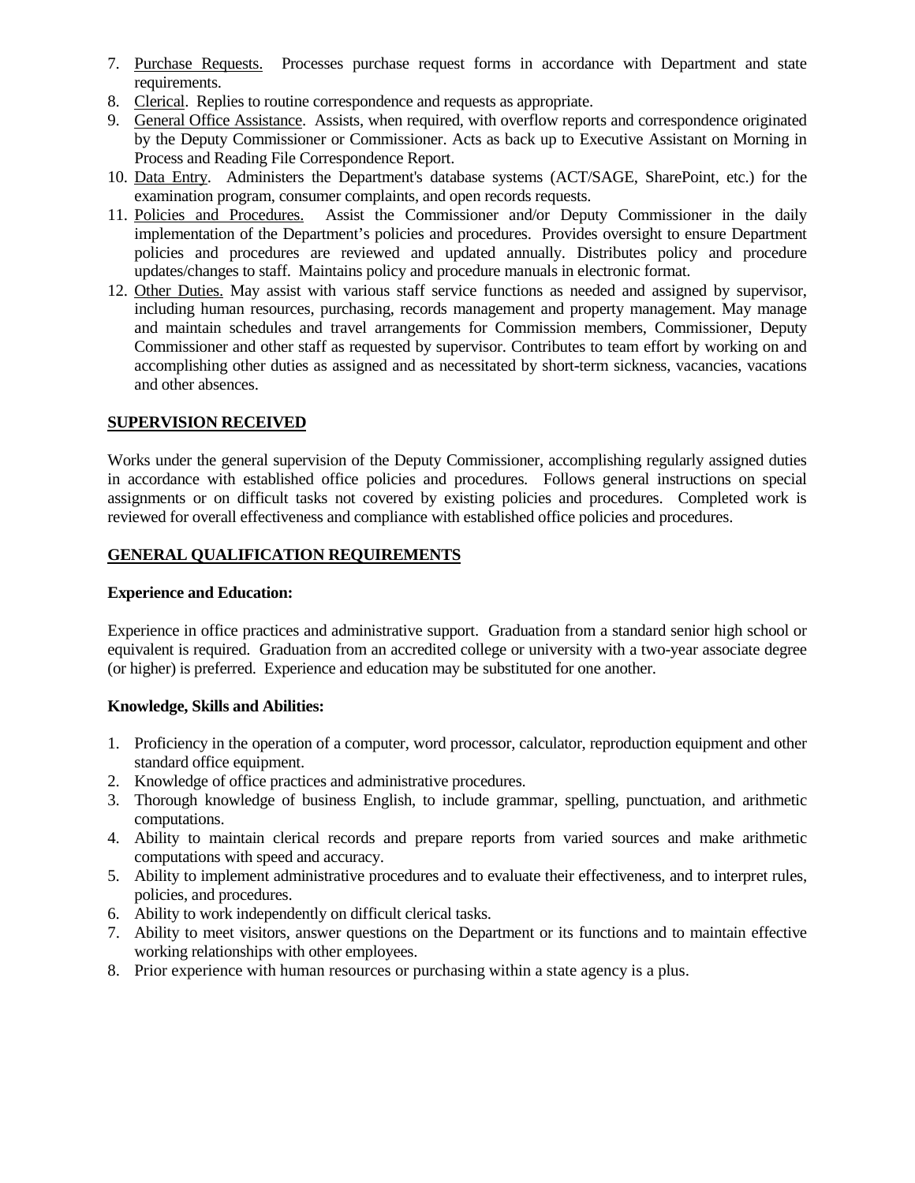7. Purchase Requests. Processes purchase request forms in accordance with Department and state requirements.
8. Clerical. Replies to routine correspondence and requests as appropriate.
9. General Office Assistance. Assists, when required, with overflow reports and correspondence originated by the Deputy Commissioner or Commissioner. Acts as back up to Executive Assistant on Morning in Process and Reading File Correspondence Report.
10. Data Entry. Administers the Department's database systems (ACT/SAGE, SharePoint, etc.) for the examination program, consumer complaints, and open records requests.
11. Policies and Procedures. Assist the Commissioner and/or Deputy Commissioner in the daily implementation of the Department's policies and procedures. Provides oversight to ensure Department policies and procedures are reviewed and updated annually. Distributes policy and procedure updates/changes to staff. Maintains policy and procedure manuals in electronic format.
12. Other Duties. May assist with various staff service functions as needed and assigned by supervisor, including human resources, purchasing, records management and property management. May manage and maintain schedules and travel arrangements for Commission members, Commissioner, Deputy Commissioner and other staff as requested by supervisor. Contributes to team effort by working on and accomplishing other duties as assigned and as necessitated by short-term sickness, vacancies, vacations and other absences.

## SUPERVISION RECEIVED

Works under the general supervision of the Deputy Commissioner, accomplishing regularly assigned duties in accordance with established office policies and procedures. Follows general instructions on special assignments or on difficult tasks not covered by existing policies and procedures. Completed work is reviewed for overall effectiveness and compliance with established office policies and procedures.

## GENERAL QUALIFICATION REQUIREMENTS

**Experience and Education:**

Experience in office practices and administrative support. Graduation from a standard senior high school or equivalent is required. Graduation from an accredited college or university with a two-year associate degree (or higher) is preferred. Experience and education may be substituted for one another.

**Knowledge, Skills and Abilities:**

1. Proficiency in the operation of a computer, word processor, calculator, reproduction equipment and other standard office equipment.
2. Knowledge of office practices and administrative procedures.
3. Thorough knowledge of business English, to include grammar, spelling, punctuation, and arithmetic computations.
4. Ability to maintain clerical records and prepare reports from varied sources and make arithmetic computations with speed and accuracy.
5. Ability to implement administrative procedures and to evaluate their effectiveness, and to interpret rules, policies, and procedures.
6. Ability to work independently on difficult clerical tasks.
7. Ability to meet visitors, answer questions on the Department or its functions and to maintain effective working relationships with other employees.
8. Prior experience with human resources or purchasing within a state agency is a plus.